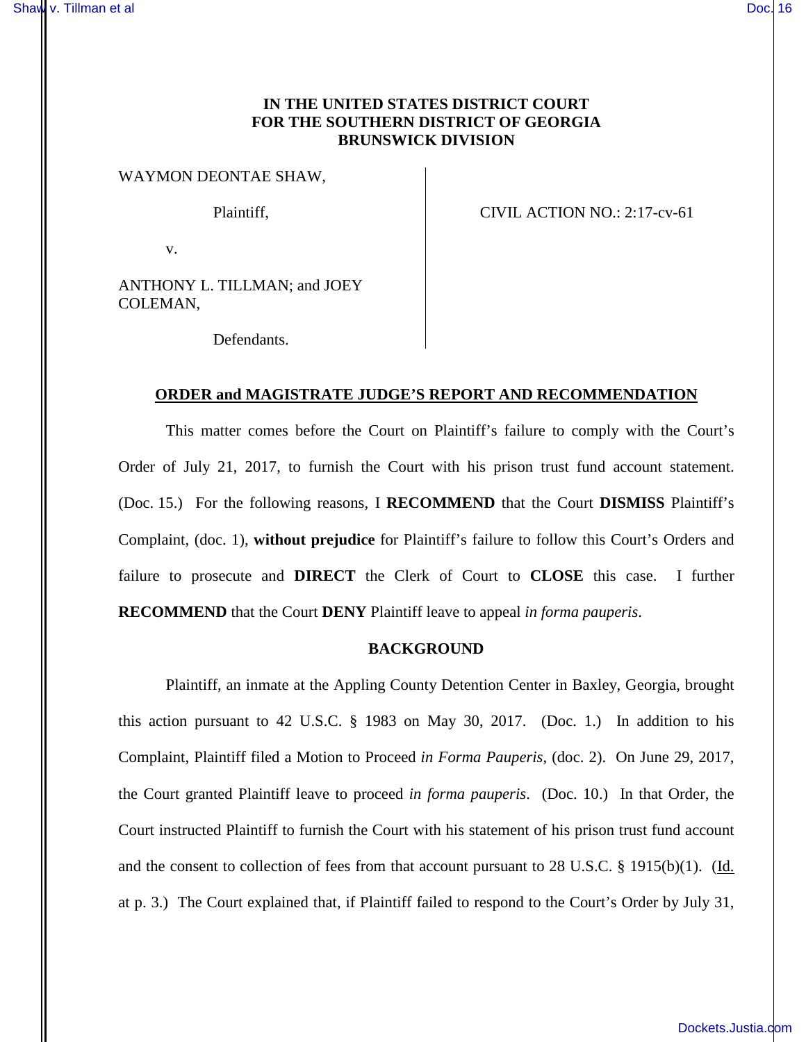**IN THE UNITED STATES DISTRICT COURT**
**FOR THE SOUTHERN DISTRICT OF GEORGIA**
**BRUNSWICK DIVISION**

| | |
|---|---|
| WAYMON DEONTAE SHAW,<br><br>Plaintiff,<br><br>v.<br><br>ANTHONY L. TILLMAN; and JOEY COLEMAN,<br><br>Defendants. | CIVIL ACTION NO.: 2:17-cv-61 |

## ORDER and MAGISTRATE JUDGE'S REPORT AND RECOMMENDATION

This matter comes before the Court on Plaintiff's failure to comply with the Court's Order of July 21, 2017, to furnish the Court with his prison trust fund account statement. (Doc. 15.) For the following reasons, I **RECOMMEND** that the Court **DISMISS** Plaintiff's Complaint, (doc. 1), **without prejudice** for Plaintiff's failure to follow this Court's Orders and failure to prosecute and **DIRECT** the Clerk of Court to **CLOSE** this case. I further **RECOMMEND** that the Court **DENY** Plaintiff leave to appeal *in forma pauperis*.

### BACKGROUND

Plaintiff, an inmate at the Appling County Detention Center in Baxley, Georgia, brought this action pursuant to 42 U.S.C. § 1983 on May 30, 2017. (Doc. 1.) In addition to his Complaint, Plaintiff filed a Motion to Proceed *in Forma Pauperis*, (doc. 2). On June 29, 2017, the Court granted Plaintiff leave to proceed *in forma pauperis*. (Doc. 10.) In that Order, the Court instructed Plaintiff to furnish the Court with his statement of his prison trust fund account and the consent to collection of fees from that account pursuant to 28 U.S.C. § 1915(b)(1). (Id. at p. 3.) The Court explained that, if Plaintiff failed to respond to the Court's Order by July 31,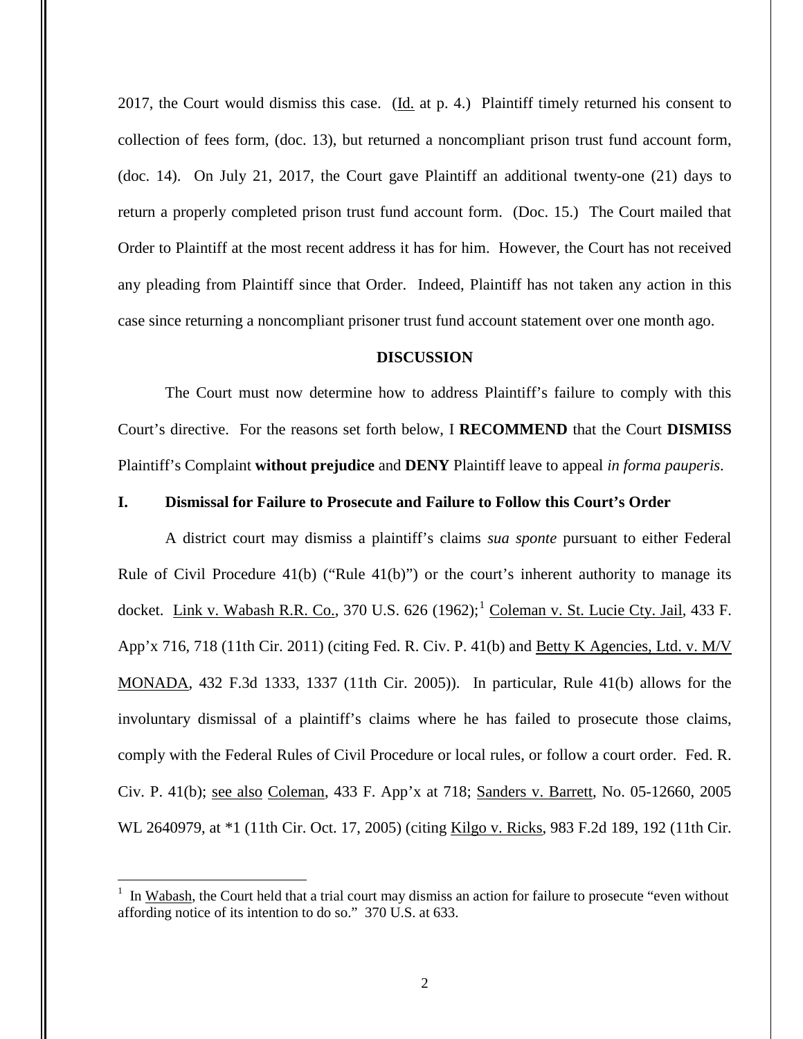2017, the Court would dismiss this case. (Id. at p. 4.) Plaintiff timely returned his consent to collection of fees form, (doc. 13), but returned a noncompliant prison trust fund account form, (doc. 14). On July 21, 2017, the Court gave Plaintiff an additional twenty-one (21) days to return a properly completed prison trust fund account form. (Doc. 15.) The Court mailed that Order to Plaintiff at the most recent address it has for him. However, the Court has not received any pleading from Plaintiff since that Order. Indeed, Plaintiff has not taken any action in this case since returning a noncompliant prisoner trust fund account statement over one month ago.

## DISCUSSION

The Court must now determine how to address Plaintiff's failure to comply with this Court's directive. For the reasons set forth below, I **RECOMMEND** that the Court **DISMISS** Plaintiff's Complaint **without prejudice** and **DENY** Plaintiff leave to appeal *in forma pauperis*.

### I. Dismissal for Failure to Prosecute and Failure to Follow this Court's Order

A district court may dismiss a plaintiff's claims *sua sponte* pursuant to either Federal Rule of Civil Procedure 41(b) ("Rule 41(b)") or the court's inherent authority to manage its docket. Link v. Wabash R.R. Co., 370 U.S. 626 (1962);[1] Coleman v. St. Lucie Cty. Jail, 433 F. App'x 716, 718 (11th Cir. 2011) (citing Fed. R. Civ. P. 41(b) and Betty K Agencies, Ltd. v. M/V MONADA, 432 F.3d 1333, 1337 (11th Cir. 2005)). In particular, Rule 41(b) allows for the involuntary dismissal of a plaintiff's claims where he has failed to prosecute those claims, comply with the Federal Rules of Civil Procedure or local rules, or follow a court order. Fed. R. Civ. P. 41(b); see also Coleman, 433 F. App'x at 718; Sanders v. Barrett, No. 05-12660, 2005 WL 2640979, at *1 (11th Cir. Oct. 17, 2005) (citing Kilgo v. Ricks, 983 F.2d 189, 192 (11th Cir.

---

[1] In Wabash, the Court held that a trial court may dismiss an action for failure to prosecute "even without affording notice of its intention to do so." 370 U.S. at 633.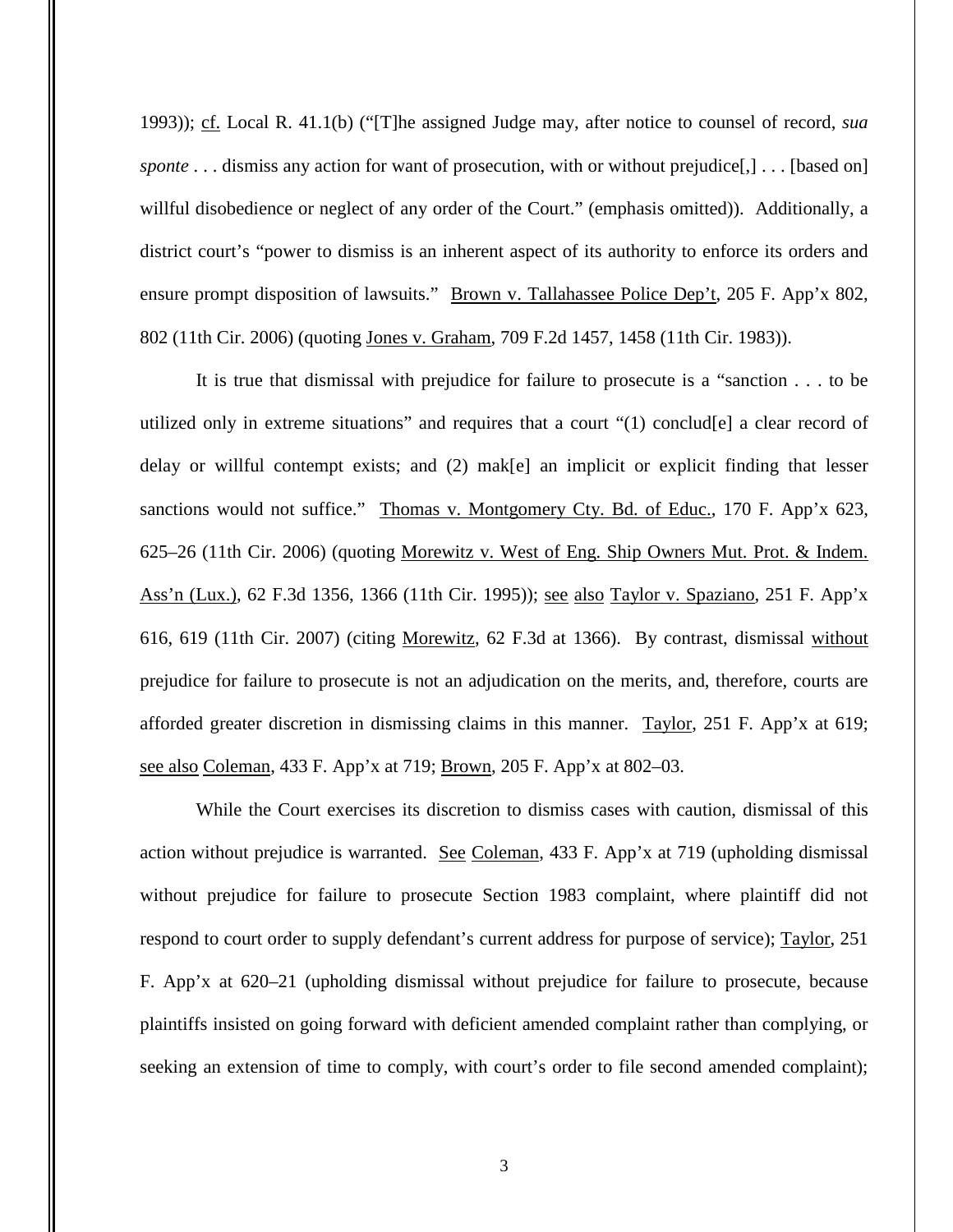1993)); cf. Local R. 41.1(b) ("[T]he assigned Judge may, after notice to counsel of record, *sua sponte* . . . dismiss any action for want of prosecution, with or without prejudice[,] . . . [based on] willful disobedience or neglect of any order of the Court." (emphasis omitted)). Additionally, a district court's "power to dismiss is an inherent aspect of its authority to enforce its orders and ensure prompt disposition of lawsuits." Brown v. Tallahassee Police Dep't, 205 F. App'x 802, 802 (11th Cir. 2006) (quoting Jones v. Graham, 709 F.2d 1457, 1458 (11th Cir. 1983)).

It is true that dismissal with prejudice for failure to prosecute is a "sanction . . . to be utilized only in extreme situations" and requires that a court "(1) conclud[e] a clear record of delay or willful contempt exists; and (2) mak[e] an implicit or explicit finding that lesser sanctions would not suffice." Thomas v. Montgomery Cty. Bd. of Educ., 170 F. App'x 623, 625–26 (11th Cir. 2006) (quoting Morewitz v. West of Eng. Ship Owners Mut. Prot. & Indem. Ass'n (Lux.), 62 F.3d 1356, 1366 (11th Cir. 1995)); see also Taylor v. Spaziano, 251 F. App'x 616, 619 (11th Cir. 2007) (citing Morewitz, 62 F.3d at 1366). By contrast, dismissal without prejudice for failure to prosecute is not an adjudication on the merits, and, therefore, courts are afforded greater discretion in dismissing claims in this manner. Taylor, 251 F. App'x at 619; see also Coleman, 433 F. App'x at 719; Brown, 205 F. App'x at 802–03.

While the Court exercises its discretion to dismiss cases with caution, dismissal of this action without prejudice is warranted. See Coleman, 433 F. App'x at 719 (upholding dismissal without prejudice for failure to prosecute Section 1983 complaint, where plaintiff did not respond to court order to supply defendant's current address for purpose of service); Taylor, 251 F. App'x at 620–21 (upholding dismissal without prejudice for failure to prosecute, because plaintiffs insisted on going forward with deficient amended complaint rather than complying, or seeking an extension of time to comply, with court's order to file second amended complaint);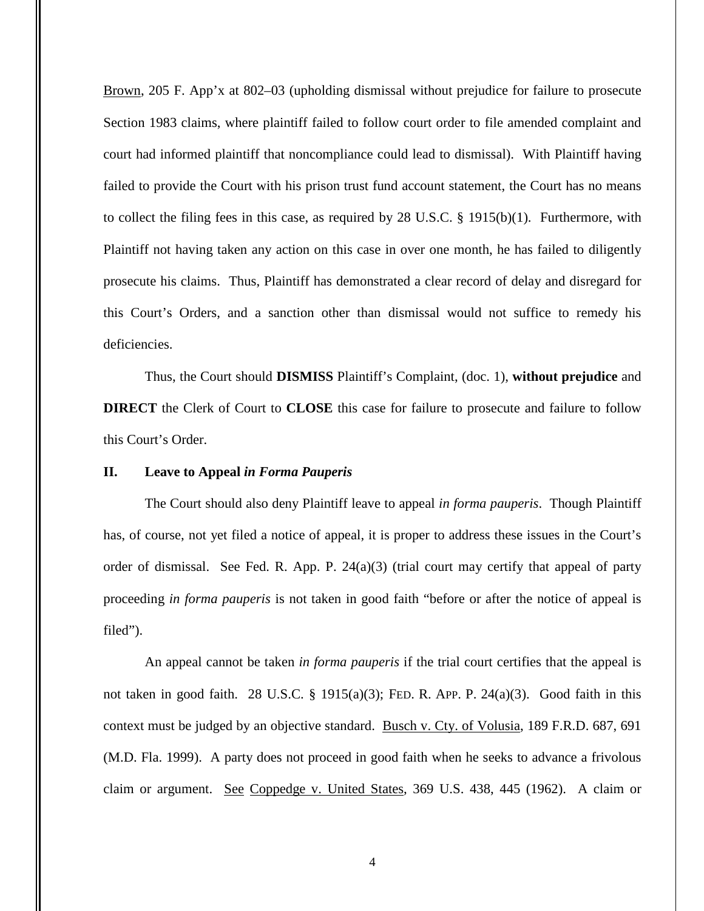Brown, 205 F. App'x at 802–03 (upholding dismissal without prejudice for failure to prosecute Section 1983 claims, where plaintiff failed to follow court order to file amended complaint and court had informed plaintiff that noncompliance could lead to dismissal). With Plaintiff having failed to provide the Court with his prison trust fund account statement, the Court has no means to collect the filing fees in this case, as required by 28 U.S.C. § 1915(b)(1). Furthermore, with Plaintiff not having taken any action on this case in over one month, he has failed to diligently prosecute his claims. Thus, Plaintiff has demonstrated a clear record of delay and disregard for this Court's Orders, and a sanction other than dismissal would not suffice to remedy his deficiencies.

Thus, the Court should **DISMISS** Plaintiff's Complaint, (doc. 1), **without prejudice** and **DIRECT** the Clerk of Court to **CLOSE** this case for failure to prosecute and failure to follow this Court's Order.

## II. Leave to Appeal *in Forma Pauperis*

The Court should also deny Plaintiff leave to appeal *in forma pauperis*. Though Plaintiff has, of course, not yet filed a notice of appeal, it is proper to address these issues in the Court's order of dismissal. See Fed. R. App. P. 24(a)(3) (trial court may certify that appeal of party proceeding *in forma pauperis* is not taken in good faith "before or after the notice of appeal is filed").

An appeal cannot be taken *in forma pauperis* if the trial court certifies that the appeal is not taken in good faith. 28 U.S.C. § 1915(a)(3); FED. R. APP. P. 24(a)(3). Good faith in this context must be judged by an objective standard. Busch v. Cty. of Volusia, 189 F.R.D. 687, 691 (M.D. Fla. 1999). A party does not proceed in good faith when he seeks to advance a frivolous claim or argument. See Coppedge v. United States, 369 U.S. 438, 445 (1962). A claim or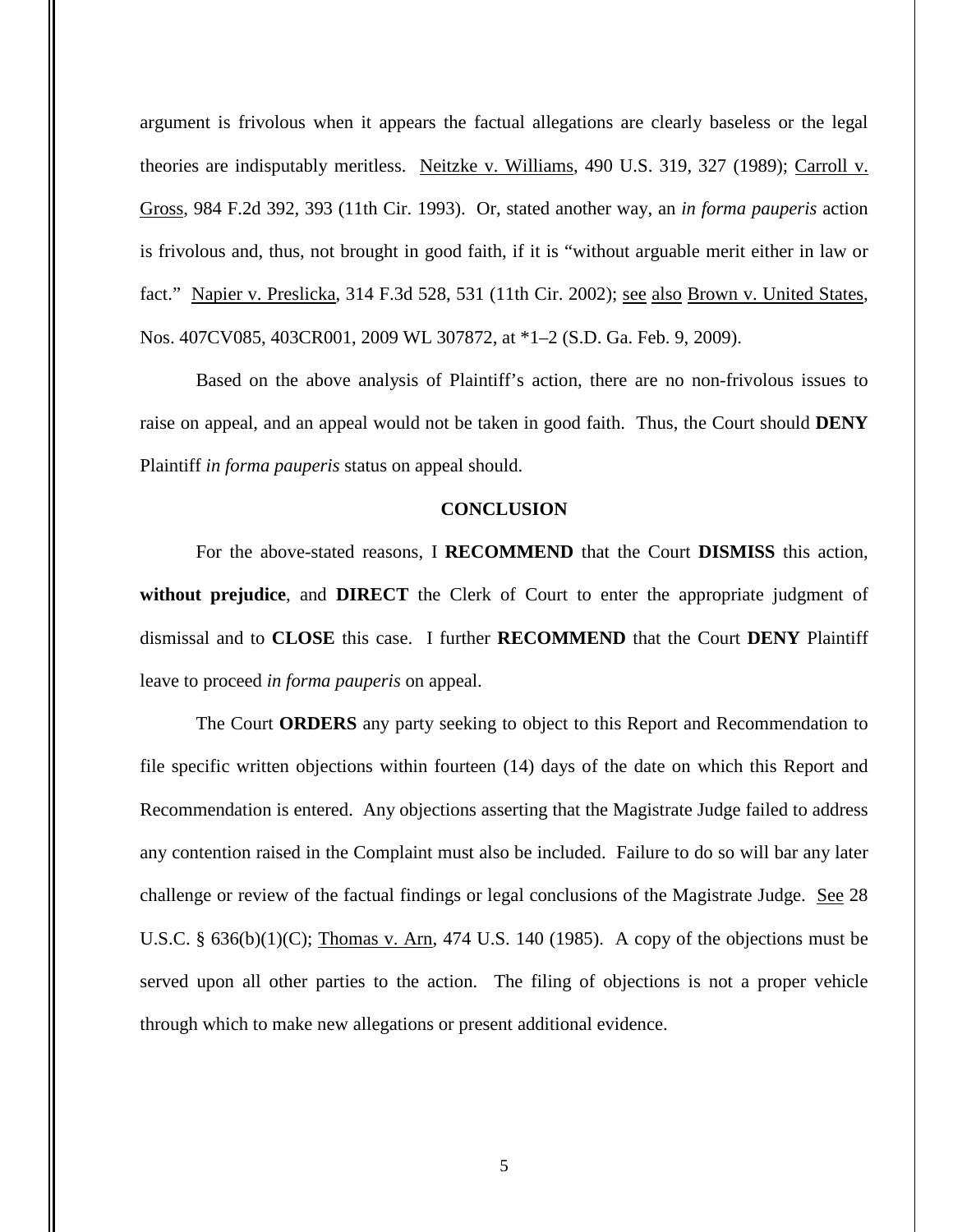argument is frivolous when it appears the factual allegations are clearly baseless or the legal theories are indisputably meritless. Neitzke v. Williams, 490 U.S. 319, 327 (1989); Carroll v. Gross, 984 F.2d 392, 393 (11th Cir. 1993). Or, stated another way, an *in forma pauperis* action is frivolous and, thus, not brought in good faith, if it is "without arguable merit either in law or fact." Napier v. Preslicka, 314 F.3d 528, 531 (11th Cir. 2002); see also Brown v. United States, Nos. 407CV085, 403CR001, 2009 WL 307872, at *1–2 (S.D. Ga. Feb. 9, 2009).

Based on the above analysis of Plaintiff's action, there are no non-frivolous issues to raise on appeal, and an appeal would not be taken in good faith. Thus, the Court should **DENY** Plaintiff *in forma pauperis* status on appeal should.

## CONCLUSION

For the above-stated reasons, I **RECOMMEND** that the Court **DISMISS** this action, **without prejudice**, and **DIRECT** the Clerk of Court to enter the appropriate judgment of dismissal and to **CLOSE** this case. I further **RECOMMEND** that the Court **DENY** Plaintiff leave to proceed *in forma pauperis* on appeal.

The Court **ORDERS** any party seeking to object to this Report and Recommendation to file specific written objections within fourteen (14) days of the date on which this Report and Recommendation is entered. Any objections asserting that the Magistrate Judge failed to address any contention raised in the Complaint must also be included. Failure to do so will bar any later challenge or review of the factual findings or legal conclusions of the Magistrate Judge. See 28 U.S.C. § 636(b)(1)(C); Thomas v. Arn, 474 U.S. 140 (1985). A copy of the objections must be served upon all other parties to the action. The filing of objections is not a proper vehicle through which to make new allegations or present additional evidence.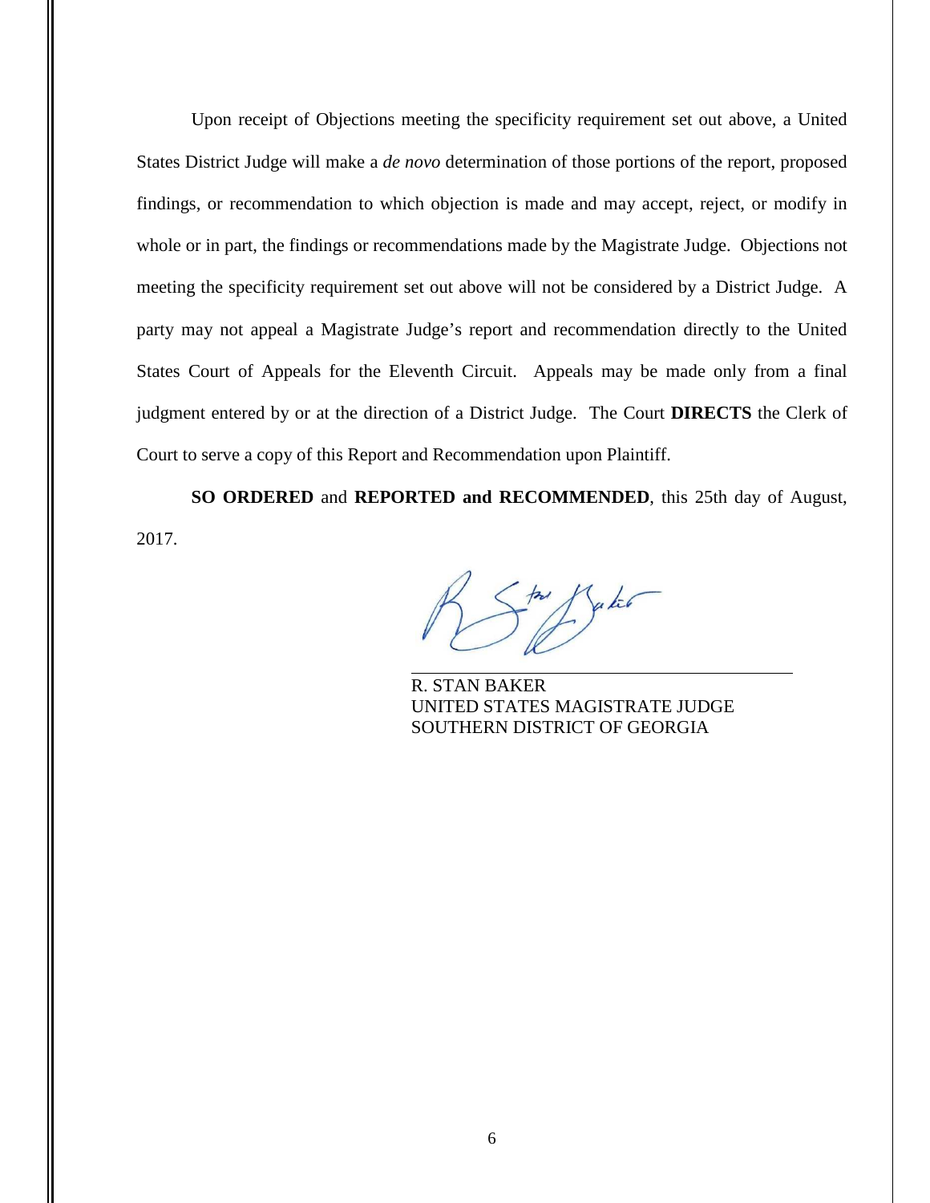Upon receipt of Objections meeting the specificity requirement set out above, a United States District Judge will make a *de novo* determination of those portions of the report, proposed findings, or recommendation to which objection is made and may accept, reject, or modify in whole or in part, the findings or recommendations made by the Magistrate Judge. Objections not meeting the specificity requirement set out above will not be considered by a District Judge. A party may not appeal a Magistrate Judge's report and recommendation directly to the United States Court of Appeals for the Eleventh Circuit. Appeals may be made only from a final judgment entered by or at the direction of a District Judge. The Court **DIRECTS** the Clerk of Court to serve a copy of this Report and Recommendation upon Plaintiff.

**SO ORDERED** and **REPORTED and RECOMMENDED**, this 25th day of August, 2017.

R. STAN BAKER
UNITED STATES MAGISTRATE JUDGE
SOUTHERN DISTRICT OF GEORGIA